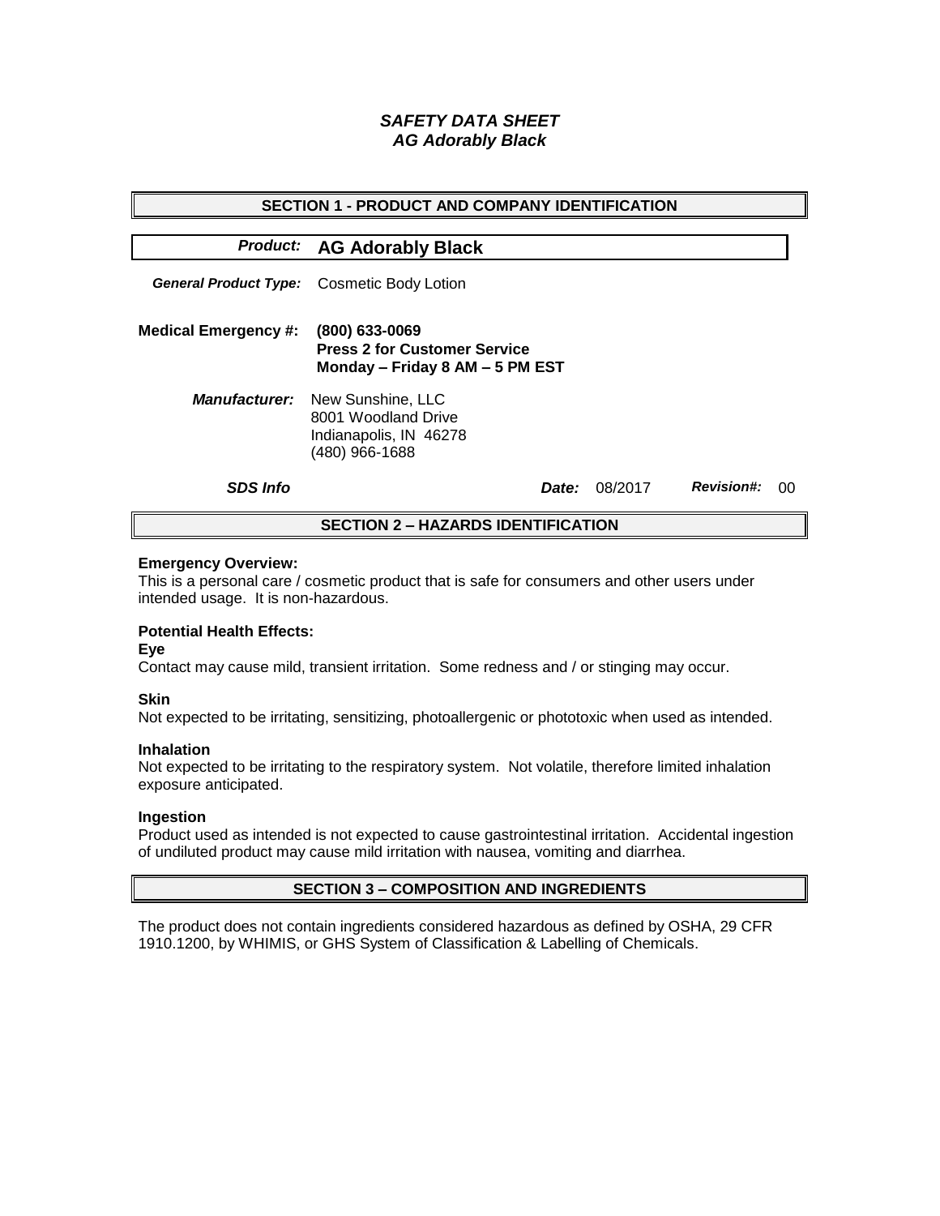# *SAFETY DATA SHEET*
# *AG Adorably Black*

## SECTION 1 - PRODUCT AND COMPANY IDENTIFICATION

***Product:*** **AG Adorably Black**

***General Product Type:*** Cosmetic Body Lotion

**Medical Emergency #:** **(800) 633-0069**
**Press 2 for Customer Service**
**Monday – Friday 8 AM – 5 PM EST**

***Manufacturer:*** New Sunshine, LLC
8001 Woodland Drive
Indianapolis, IN 46278
(480) 966-1688

***SDS Info*** ***Date:*** 08/2017 ***Revision#:*** 00

## SECTION 2 – HAZARDS IDENTIFICATION

**Emergency Overview:**
This is a personal care / cosmetic product that is safe for consumers and other users under intended usage. It is non-hazardous.

**Potential Health Effects:**

**Eye**
Contact may cause mild, transient irritation. Some redness and / or stinging may occur.

**Skin**
Not expected to be irritating, sensitizing, photoallergenic or phototoxic when used as intended.

**Inhalation**
Not expected to be irritating to the respiratory system. Not volatile, therefore limited inhalation exposure anticipated.

**Ingestion**
Product used as intended is not expected to cause gastrointestinal irritation. Accidental ingestion of undiluted product may cause mild irritation with nausea, vomiting and diarrhea.

## SECTION 3 – COMPOSITION AND INGREDIENTS

The product does not contain ingredients considered hazardous as defined by OSHA, 29 CFR 1910.1200, by WHIMIS, or GHS System of Classification & Labelling of Chemicals.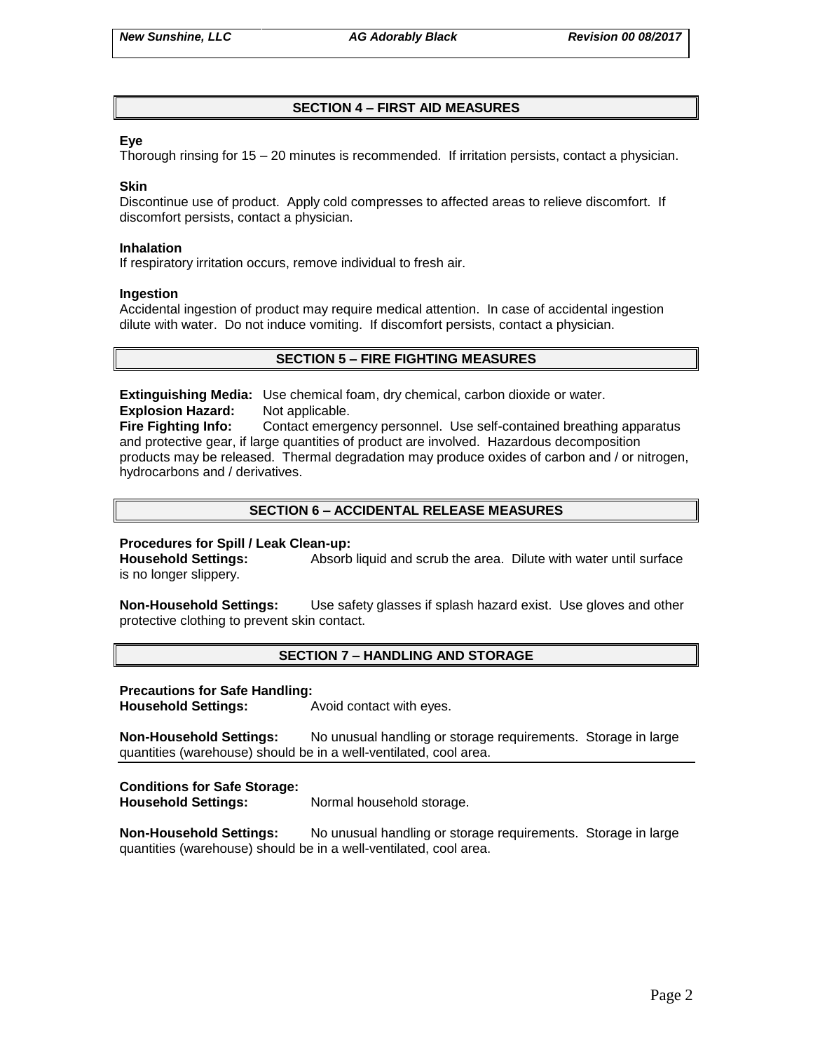## SECTION 4 – FIRST AID MEASURES

**Eye**
Thorough rinsing for 15 – 20 minutes is recommended. If irritation persists, contact a physician.

**Skin**
Discontinue use of product. Apply cold compresses to affected areas to relieve discomfort. If discomfort persists, contact a physician.

**Inhalation**
If respiratory irritation occurs, remove individual to fresh air.

**Ingestion**
Accidental ingestion of product may require medical attention. In case of accidental ingestion dilute with water. Do not induce vomiting. If discomfort persists, contact a physician.

## SECTION 5 – FIRE FIGHTING MEASURES

**Extinguishing Media:** Use chemical foam, dry chemical, carbon dioxide or water.
**Explosion Hazard:** Not applicable.
**Fire Fighting Info:** Contact emergency personnel. Use self-contained breathing apparatus and protective gear, if large quantities of product are involved. Hazardous decomposition products may be released. Thermal degradation may produce oxides of carbon and / or nitrogen, hydrocarbons and / derivatives.

## SECTION 6 – ACCIDENTAL RELEASE MEASURES

**Procedures for Spill / Leak Clean-up:**
**Household Settings:** Absorb liquid and scrub the area. Dilute with water until surface is no longer slippery.

**Non-Household Settings:** Use safety glasses if splash hazard exist. Use gloves and other protective clothing to prevent skin contact.

## SECTION 7 – HANDLING AND STORAGE

**Precautions for Safe Handling:**
**Household Settings:** Avoid contact with eyes.

**Non-Household Settings:** No unusual handling or storage requirements. Storage in large quantities (warehouse) should be in a well-ventilated, cool area.

**Conditions for Safe Storage:**
**Household Settings:** Normal household storage.

**Non-Household Settings:** No unusual handling or storage requirements. Storage in large quantities (warehouse) should be in a well-ventilated, cool area.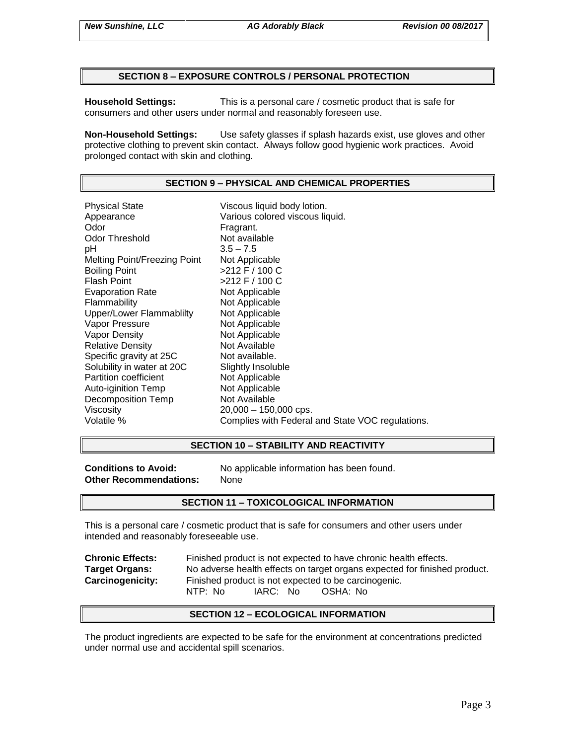## SECTION 8 – EXPOSURE CONTROLS / PERSONAL PROTECTION

**Household Settings:** This is a personal care / cosmetic product that is safe for consumers and other users under normal and reasonably foreseen use.

**Non-Household Settings:** Use safety glasses if splash hazards exist, use gloves and other protective clothing to prevent skin contact. Always follow good hygienic work practices. Avoid prolonged contact with skin and clothing.

## SECTION 9 – PHYSICAL AND CHEMICAL PROPERTIES

| | |
|---|---|
| Physical State | Viscous liquid body lotion. |
| Appearance | Various colored viscous liquid. |
| Odor | Fragrant. |
| Odor Threshold | Not available |
| pH | 3.5 – 7.5 |
| Melting Point/Freezing Point | Not Applicable |
| Boiling Point | >212 F / 100 C |
| Flash Point | >212 F / 100 C |
| Evaporation Rate | Not Applicable |
| Flammability | Not Applicable |
| Upper/Lower Flammablilty | Not Applicable |
| Vapor Pressure | Not Applicable |
| Vapor Density | Not Applicable |
| Relative Density | Not Available |
| Specific gravity at 25C | Not available. |
| Solubility in water at 20C | Slightly Insoluble |
| Partition coefficient | Not Applicable |
| Auto-iginition Temp | Not Applicable |
| Decomposition Temp | Not Available |
| Viscosity | 20,000 – 150,000 cps. |
| Volatile % | Complies with Federal and State VOC regulations. |

## SECTION 10 – STABILITY AND REACTIVITY

**Conditions to Avoid:** No applicable information has been found.
**Other Recommendations:** None

## SECTION 11 – TOXICOLOGICAL INFORMATION

This is a personal care / cosmetic product that is safe for consumers and other users under intended and reasonably foreseeable use.

**Chronic Effects:** Finished product is not expected to have chronic health effects.
**Target Organs:** No adverse health effects on target organs expected for finished product.
**Carcinogenicity:** Finished product is not expected to be carcinogenic.
NTP: No IARC: No OSHA: No

## SECTION 12 – ECOLOGICAL INFORMATION

The product ingredients are expected to be safe for the environment at concentrations predicted under normal use and accidental spill scenarios.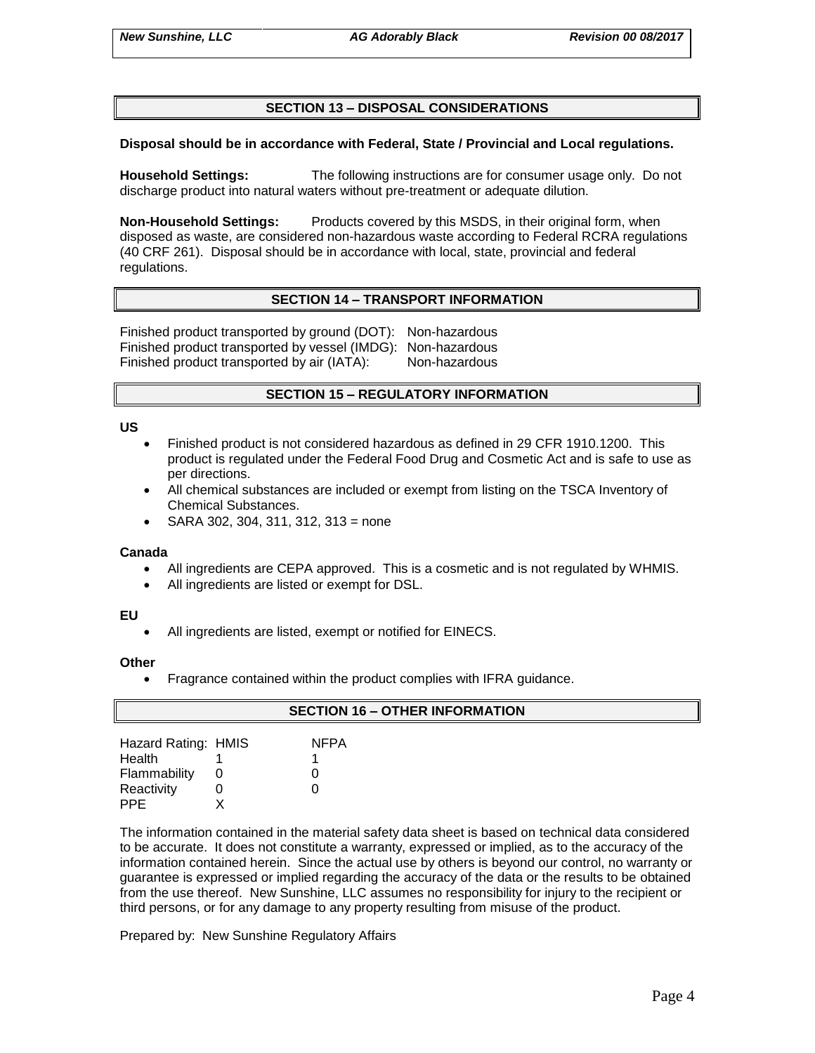## SECTION 13 – DISPOSAL CONSIDERATIONS

**Disposal should be in accordance with Federal, State / Provincial and Local regulations.**

**Household Settings:** The following instructions are for consumer usage only. Do not discharge product into natural waters without pre-treatment or adequate dilution.

**Non-Household Settings:** Products covered by this MSDS, in their original form, when disposed as waste, are considered non-hazardous waste according to Federal RCRA regulations (40 CRF 261). Disposal should be in accordance with local, state, provincial and federal regulations.

## SECTION 14 – TRANSPORT INFORMATION

| | |
|---|---|
| Finished product transported by ground (DOT): | Non-hazardous |
| Finished product transported by vessel (IMDG): | Non-hazardous |
| Finished product transported by air (IATA): | Non-hazardous |

## SECTION 15 – REGULATORY INFORMATION

**US**

- Finished product is not considered hazardous as defined in 29 CFR 1910.1200. This product is regulated under the Federal Food Drug and Cosmetic Act and is safe to use as per directions.
- All chemical substances are included or exempt from listing on the TSCA Inventory of Chemical Substances.
- SARA 302, 304, 311, 312, 313 = none

**Canada**

- All ingredients are CEPA approved. This is a cosmetic and is not regulated by WHMIS.
- All ingredients are listed or exempt for DSL.

**EU**

- All ingredients are listed, exempt or notified for EINECS.

**Other**

- Fragrance contained within the product complies with IFRA guidance.

## SECTION 16 – OTHER INFORMATION

| Hazard Rating: | HMIS | NFPA |
|---|---|---|
| Health | 1 | 1 |
| Flammability | 0 | 0 |
| Reactivity | 0 | 0 |
| PPE | X | |

The information contained in the material safety data sheet is based on technical data considered to be accurate. It does not constitute a warranty, expressed or implied, as to the accuracy of the information contained herein. Since the actual use by others is beyond our control, no warranty or guarantee is expressed or implied regarding the accuracy of the data or the results to be obtained from the use thereof. New Sunshine, LLC assumes no responsibility for injury to the recipient or third persons, or for any damage to any property resulting from misuse of the product.

Prepared by: New Sunshine Regulatory Affairs